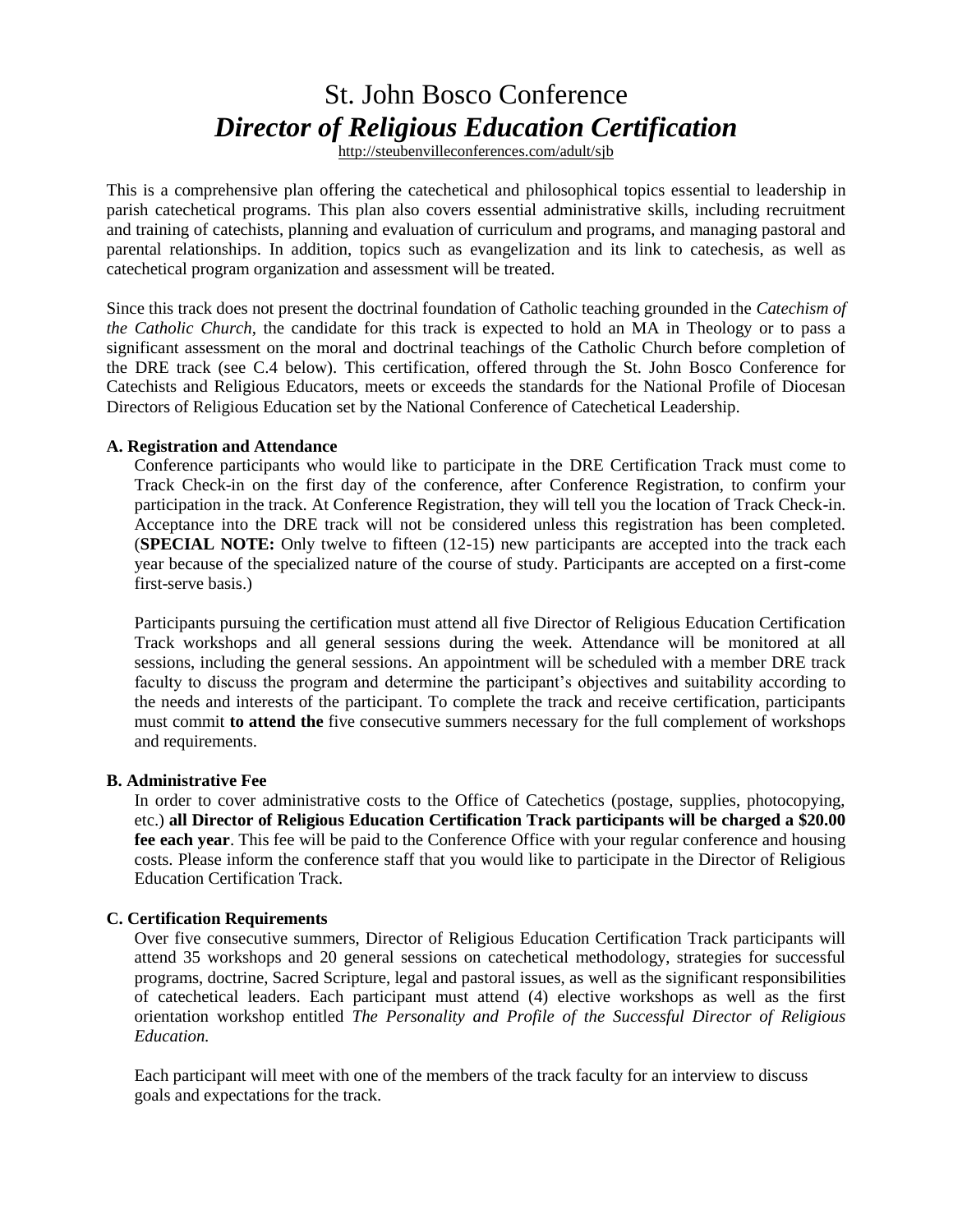# St. John Bosco Conference

## *Director of Religious Education Certification*

http://steubenvilleconferences.com/adult/sjb

This is a comprehensive plan offering the catechetical and philosophical topics essential to leadership in parish catechetical programs. This plan also covers essential administrative skills, including recruitment and training of catechists, planning and evaluation of curriculum and programs, and managing pastoral and parental relationships. In addition, topics such as evangelization and its link to catechesis, as well as catechetical program organization and assessment will be treated.

Since this track does not present the doctrinal foundation of Catholic teaching grounded in the *Catechism of the Catholic Church*, the candidate for this track is expected to hold an MA in Theology or to pass a significant assessment on the moral and doctrinal teachings of the Catholic Church before completion of the DRE track (see C.4 below). This certification, offered through the St. John Bosco Conference for Catechists and Religious Educators, meets or exceeds the standards for the National Profile of Diocesan Directors of Religious Education set by the National Conference of Catechetical Leadership.

### A. Registration and Attendance

Conference participants who would like to participate in the DRE Certification Track must come to Track Check-in on the first day of the conference, after Conference Registration, to confirm your participation in the track. At Conference Registration, they will tell you the location of Track Check-in. Acceptance into the DRE track will not be considered unless this registration has been completed. (**SPECIAL NOTE:** Only twelve to fifteen (12-15) new participants are accepted into the track each year because of the specialized nature of the course of study. Participants are accepted on a first-come first-serve basis.)

Participants pursuing the certification must attend all five Director of Religious Education Certification Track workshops and all general sessions during the week. Attendance will be monitored at all sessions, including the general sessions. An appointment will be scheduled with a member DRE track faculty to discuss the program and determine the participant's objectives and suitability according to the needs and interests of the participant. To complete the track and receive certification, participants must commit **to attend the** five consecutive summers necessary for the full complement of workshops and requirements.

### B. Administrative Fee

In order to cover administrative costs to the Office of Catechetics (postage, supplies, photocopying, etc.) **all Director of Religious Education Certification Track participants will be charged a $20.00 fee each year**. This fee will be paid to the Conference Office with your regular conference and housing costs. Please inform the conference staff that you would like to participate in the Director of Religious Education Certification Track.

### C. Certification Requirements

Over five consecutive summers, Director of Religious Education Certification Track participants will attend 35 workshops and 20 general sessions on catechetical methodology, strategies for successful programs, doctrine, Sacred Scripture, legal and pastoral issues, as well as the significant responsibilities of catechetical leaders. Each participant must attend (4) elective workshops as well as the first orientation workshop entitled *The Personality and Profile of the Successful Director of Religious Education.*

Each participant will meet with one of the members of the track faculty for an interview to discuss goals and expectations for the track.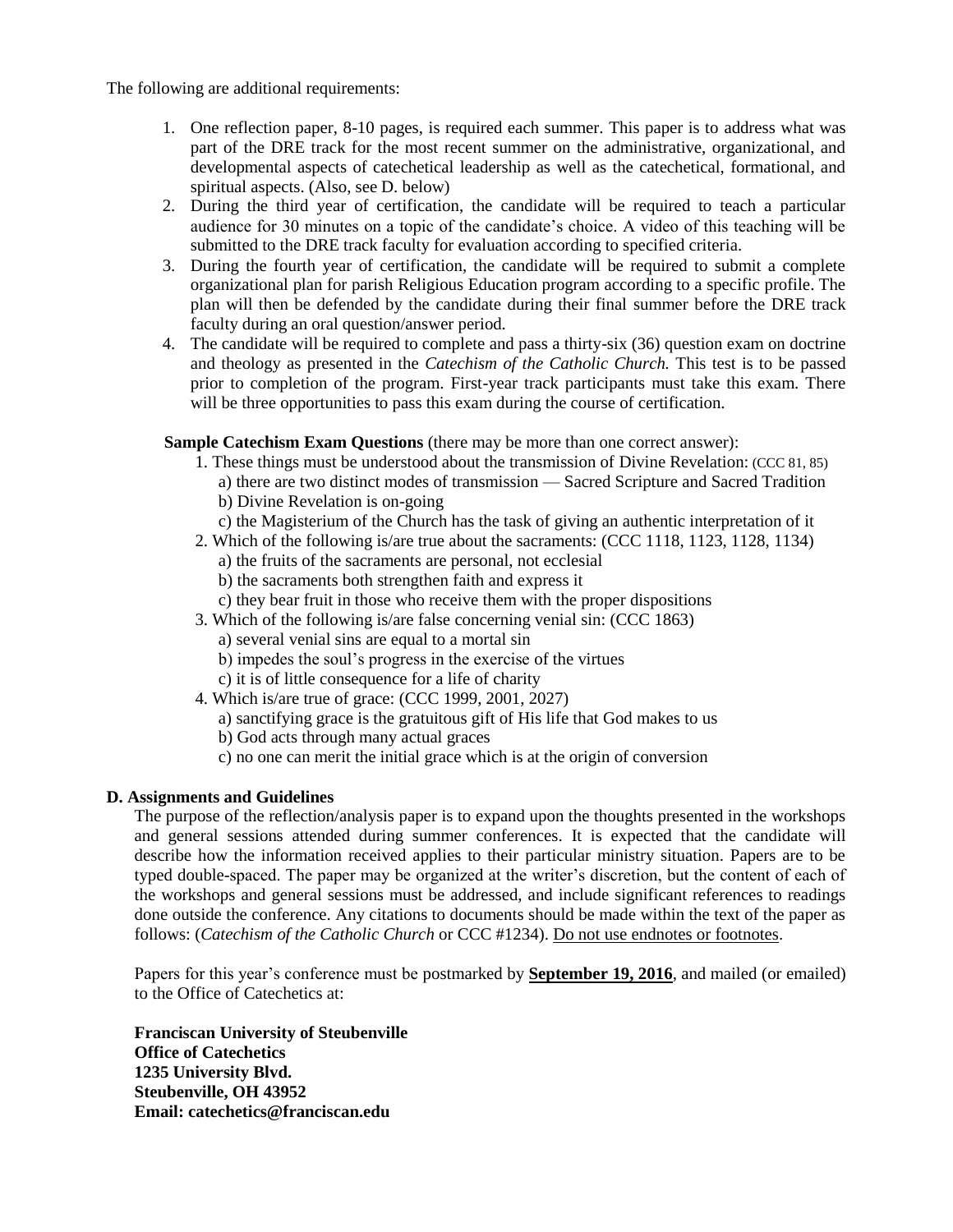The following are additional requirements:

1. One reflection paper, 8-10 pages, is required each summer. This paper is to address what was part of the DRE track for the most recent summer on the administrative, organizational, and developmental aspects of catechetical leadership as well as the catechetical, formational, and spiritual aspects. (Also, see D. below)
2. During the third year of certification, the candidate will be required to teach a particular audience for 30 minutes on a topic of the candidate's choice. A video of this teaching will be submitted to the DRE track faculty for evaluation according to specified criteria.
3. During the fourth year of certification, the candidate will be required to submit a complete organizational plan for parish Religious Education program according to a specific profile. The plan will then be defended by the candidate during their final summer before the DRE track faculty during an oral question/answer period.
4. The candidate will be required to complete and pass a thirty-six (36) question exam on doctrine and theology as presented in the *Catechism of the Catholic Church.* This test is to be passed prior to completion of the program. First-year track participants must take this exam. There will be three opportunities to pass this exam during the course of certification.

**Sample Catechism Exam Questions** (there may be more than one correct answer):

1. These things must be understood about the transmission of Divine Revelation: (CCC 81, 85)
   a) there are two distinct modes of transmission — Sacred Scripture and Sacred Tradition
   b) Divine Revelation is on-going
   c) the Magisterium of the Church has the task of giving an authentic interpretation of it
2. Which of the following is/are true about the sacraments: (CCC 1118, 1123, 1128, 1134)
   a) the fruits of the sacraments are personal, not ecclesial
   b) the sacraments both strengthen faith and express it
   c) they bear fruit in those who receive them with the proper dispositions
3. Which of the following is/are false concerning venial sin: (CCC 1863)
   a) several venial sins are equal to a mortal sin
   b) impedes the soul's progress in the exercise of the virtues
   c) it is of little consequence for a life of charity
4. Which is/are true of grace: (CCC 1999, 2001, 2027)
   a) sanctifying grace is the gratuitous gift of His life that God makes to us
   b) God acts through many actual graces
   c) no one can merit the initial grace which is at the origin of conversion

**D. Assignments and Guidelines**

The purpose of the reflection/analysis paper is to expand upon the thoughts presented in the workshops and general sessions attended during summer conferences. It is expected that the candidate will describe how the information received applies to their particular ministry situation. Papers are to be typed double-spaced. The paper may be organized at the writer's discretion, but the content of each of the workshops and general sessions must be addressed, and include significant references to readings done outside the conference. Any citations to documents should be made within the text of the paper as follows: (*Catechism of the Catholic Church* or CCC #1234). Do not use endnotes or footnotes.

Papers for this year's conference must be postmarked by **September 19, 2016**, and mailed (or emailed) to the Office of Catechetics at:

**Franciscan University of Steubenville**
**Office of Catechetics**
**1235 University Blvd.**
**Steubenville, OH 43952**
**Email: catechetics@franciscan.edu**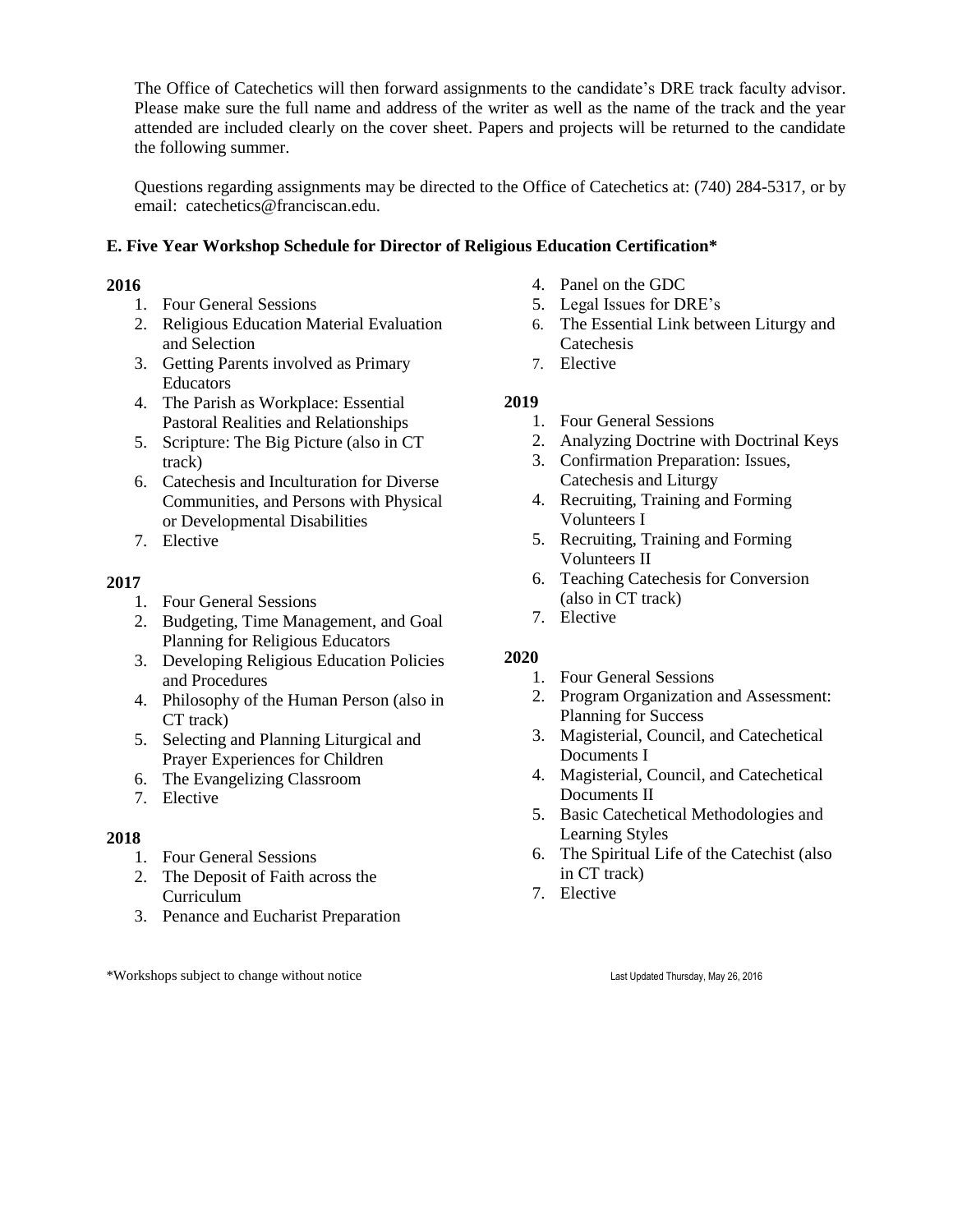The Office of Catechetics will then forward assignments to the candidate's DRE track faculty advisor. Please make sure the full name and address of the writer as well as the name of the track and the year attended are included clearly on the cover sheet. Papers and projects will be returned to the candidate the following summer.

Questions regarding assignments may be directed to the Office of Catechetics at: (740) 284-5317, or by email: catechetics@franciscan.edu.

### E. Five Year Workshop Schedule for Director of Religious Education Certification*

**2016**

1. Four General Sessions
2. Religious Education Material Evaluation and Selection
3. Getting Parents involved as Primary Educators
4. The Parish as Workplace: Essential Pastoral Realities and Relationships
5. Scripture: The Big Picture (also in CT track)
6. Catechesis and Inculturation for Diverse Communities, and Persons with Physical or Developmental Disabilities
7. Elective

**2017**

1. Four General Sessions
2. Budgeting, Time Management, and Goal Planning for Religious Educators
3. Developing Religious Education Policies and Procedures
4. Philosophy of the Human Person (also in CT track)
5. Selecting and Planning Liturgical and Prayer Experiences for Children
6. The Evangelizing Classroom
7. Elective

**2018**

1. Four General Sessions
2. The Deposit of Faith across the Curriculum
3. Penance and Eucharist Preparation
4. Panel on the GDC
5. Legal Issues for DRE's
6. The Essential Link between Liturgy and Catechesis
7. Elective

**2019**

1. Four General Sessions
2. Analyzing Doctrine with Doctrinal Keys
3. Confirmation Preparation: Issues, Catechesis and Liturgy
4. Recruiting, Training and Forming Volunteers I
5. Recruiting, Training and Forming Volunteers II
6. Teaching Catechesis for Conversion (also in CT track)
7. Elective

**2020**

1. Four General Sessions
2. Program Organization and Assessment: Planning for Success
3. Magisterial, Council, and Catechetical Documents I
4. Magisterial, Council, and Catechetical Documents II
5. Basic Catechetical Methodologies and Learning Styles
6. The Spiritual Life of the Catechist (also in CT track)
7. Elective

*Workshops subject to change without notice

Last Updated Thursday, May 26, 2016